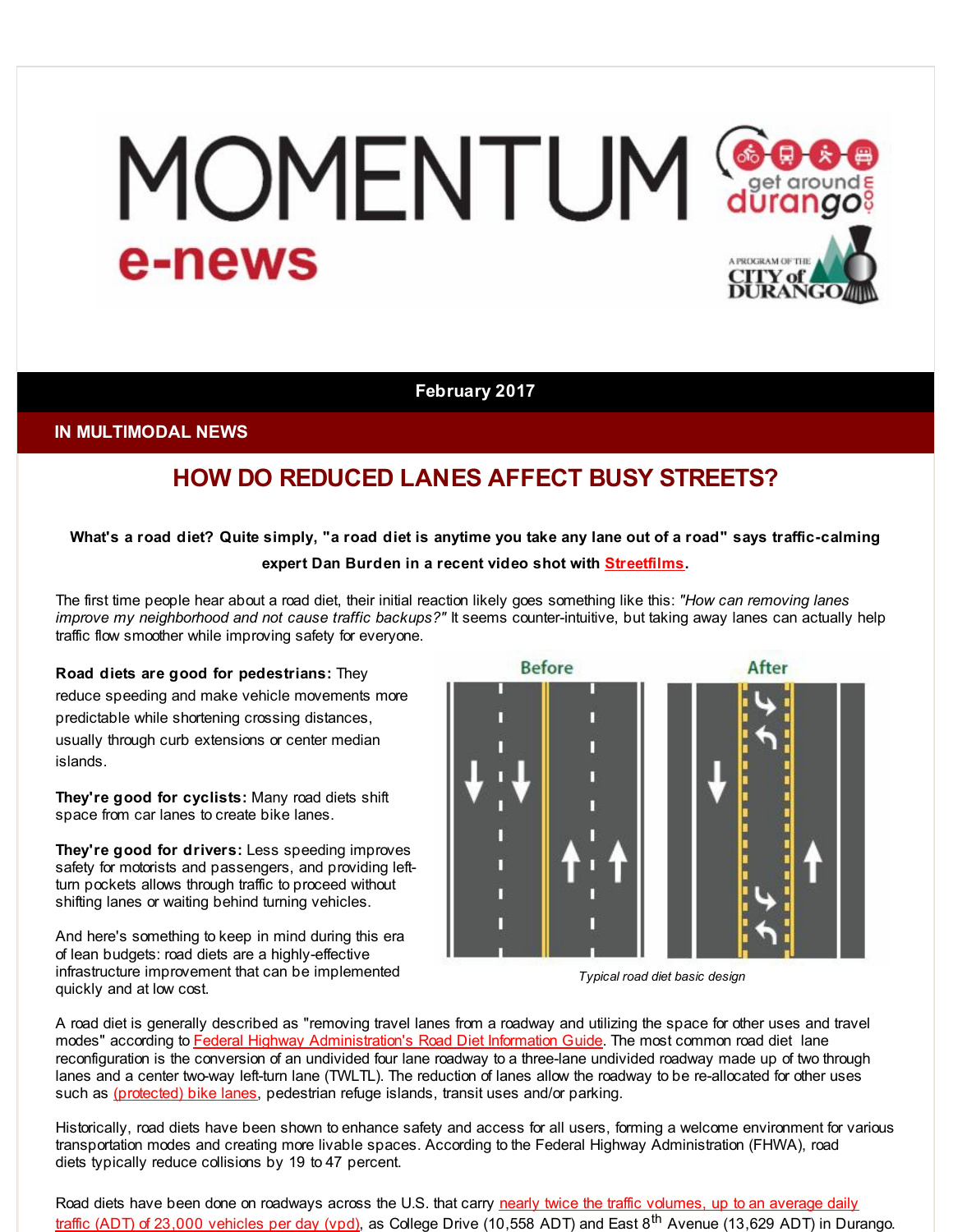# MOMENTUM e-news

February 2017

## IN MULTIMODAL NEWS

## HOW DO REDUCED LANES AFFECT BUSY STREETS?

**What's a road diet? Quite simply, "a road diet is anytime you take any lane out of a road" says traffic-calming expert Dan Burden in a recent video shot with Streetfilms.**

The first time people hear about a road diet, their initial reaction likely goes something like this: *"How can removing lanes improve my neighborhood and not cause traffic backups?"* It seems counter-intuitive, but taking away lanes can actually help traffic flow smoother while improving safety for everyone.

**Road diets are good for pedestrians:** They reduce speeding and make vehicle movements more predictable while shortening crossing distances, usually through curb extensions or center median islands.

**They're good for cyclists:** Many road diets shift space from car lanes to create bike lanes.

**They're good for drivers:** Less speeding improves safety for motorists and passengers, and providing left-turn pockets allows through traffic to proceed without shifting lanes or waiting behind turning vehicles.

And here's something to keep in mind during this era of lean budgets: road diets are a highly-effective infrastructure improvement that can be implemented quickly and at low cost.

*Typical road diet basic design*

A road diet is generally described as "removing travel lanes from a roadway and utilizing the space for other uses and travel modes" according to Federal Highway Administration's Road Diet Information Guide. The most common road diet lane reconfiguration is the conversion of an undivided four lane roadway to a three-lane undivided roadway made up of two through lanes and a center two-way left-turn lane (TWLTL). The reduction of lanes allow the roadway to be re-allocated for other uses such as (protected) bike lanes, pedestrian refuge islands, transit uses and/or parking.

Historically, road diets have been shown to enhance safety and access for all users, forming a welcome environment for various transportation modes and creating more livable spaces. According to the Federal Highway Administration (FHWA), road diets typically reduce collisions by 19 to 47 percent.

Road diets have been done on roadways across the U.S. that carry nearly twice the traffic volumes, up to an average daily traffic (ADT) of 23,000 vehicles per day (vpd), as College Drive (10,558 ADT) and East 8$^{th}$ Avenue (13,629 ADT) in Durango.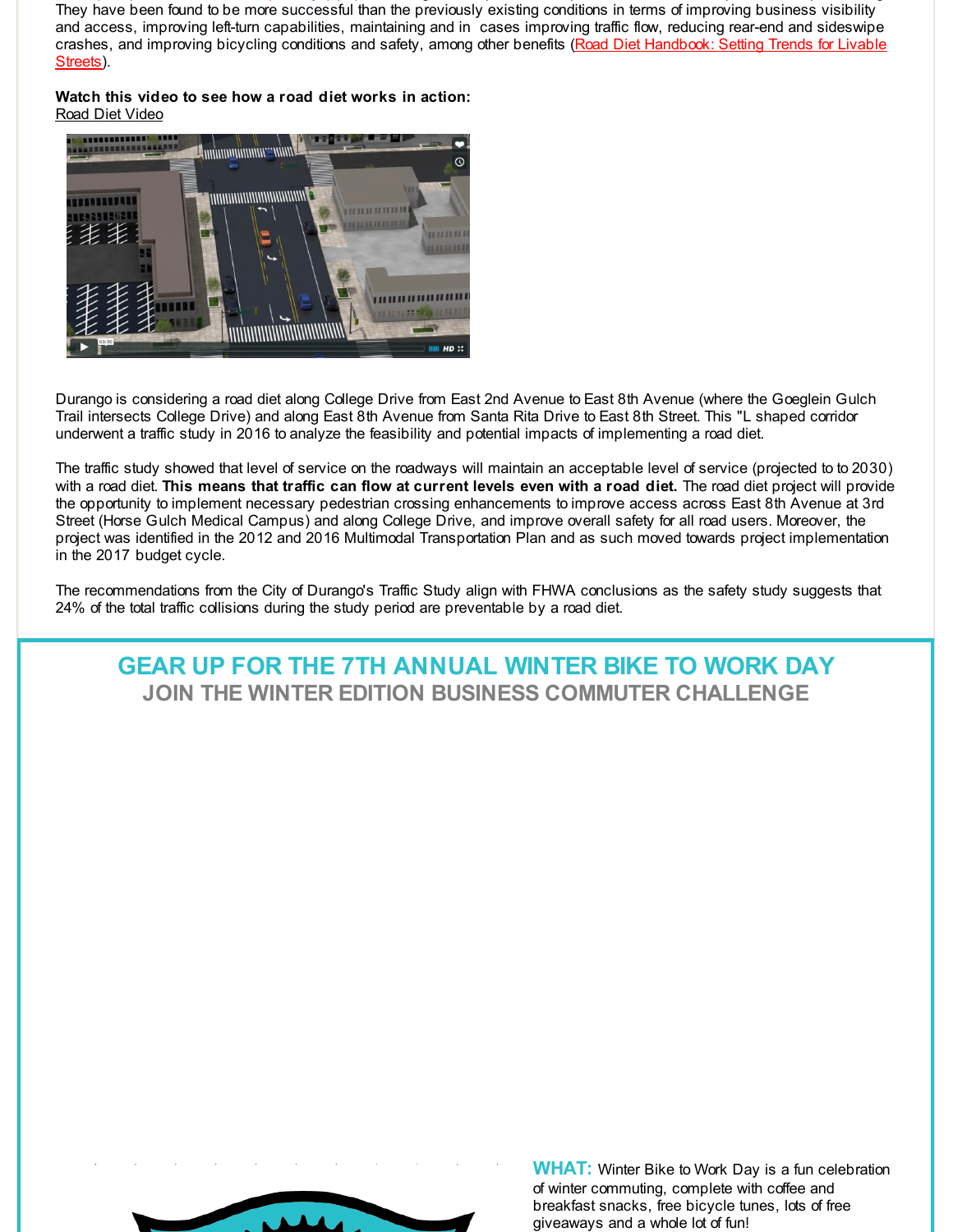They have been found to be more successful than the previously existing conditions in terms of improving business visibility and access, improving left-turn capabilities, maintaining and in cases improving traffic flow, reducing rear-end and sideswipe crashes, and improving bicycling conditions and safety, among other benefits (Road Diet Handbook: Setting Trends for Livable Streets).

**Watch this video to see how a road diet works in action:**
Road Diet Video

Durango is considering a road diet along College Drive from East 2nd Avenue to East 8th Avenue (where the Goeglein Gulch Trail intersects College Drive) and along East 8th Avenue from Santa Rita Drive to East 8th Street. This "L shaped corridor underwent a traffic study in 2016 to analyze the feasibility and potential impacts of implementing a road diet.

The traffic study showed that level of service on the roadways will maintain an acceptable level of service (projected to to 2030) with a road diet. **This means that traffic can flow at current levels even with a road diet.** The road diet project will provide the opportunity to implement necessary pedestrian crossing enhancements to improve access across East 8th Avenue at 3rd Street (Horse Gulch Medical Campus) and along College Drive, and improve overall safety for all road users. Moreover, the project was identified in the 2012 and 2016 Multimodal Transportation Plan and as such moved towards project implementation in the 2017 budget cycle.

The recommendations from the City of Durango's Traffic Study align with FHWA conclusions as the safety study suggests that 24% of the total traffic collisions during the study period are preventable by a road diet.

## GEAR UP FOR THE 7TH ANNUAL WINTER BIKE TO WORK DAY

### JOIN THE WINTER EDITION BUSINESS COMMUTER CHALLENGE

**WHAT:** Winter Bike to Work Day is a fun celebration of winter commuting, complete with coffee and breakfast snacks, free bicycle tunes, lots of free giveaways and a whole lot of fun!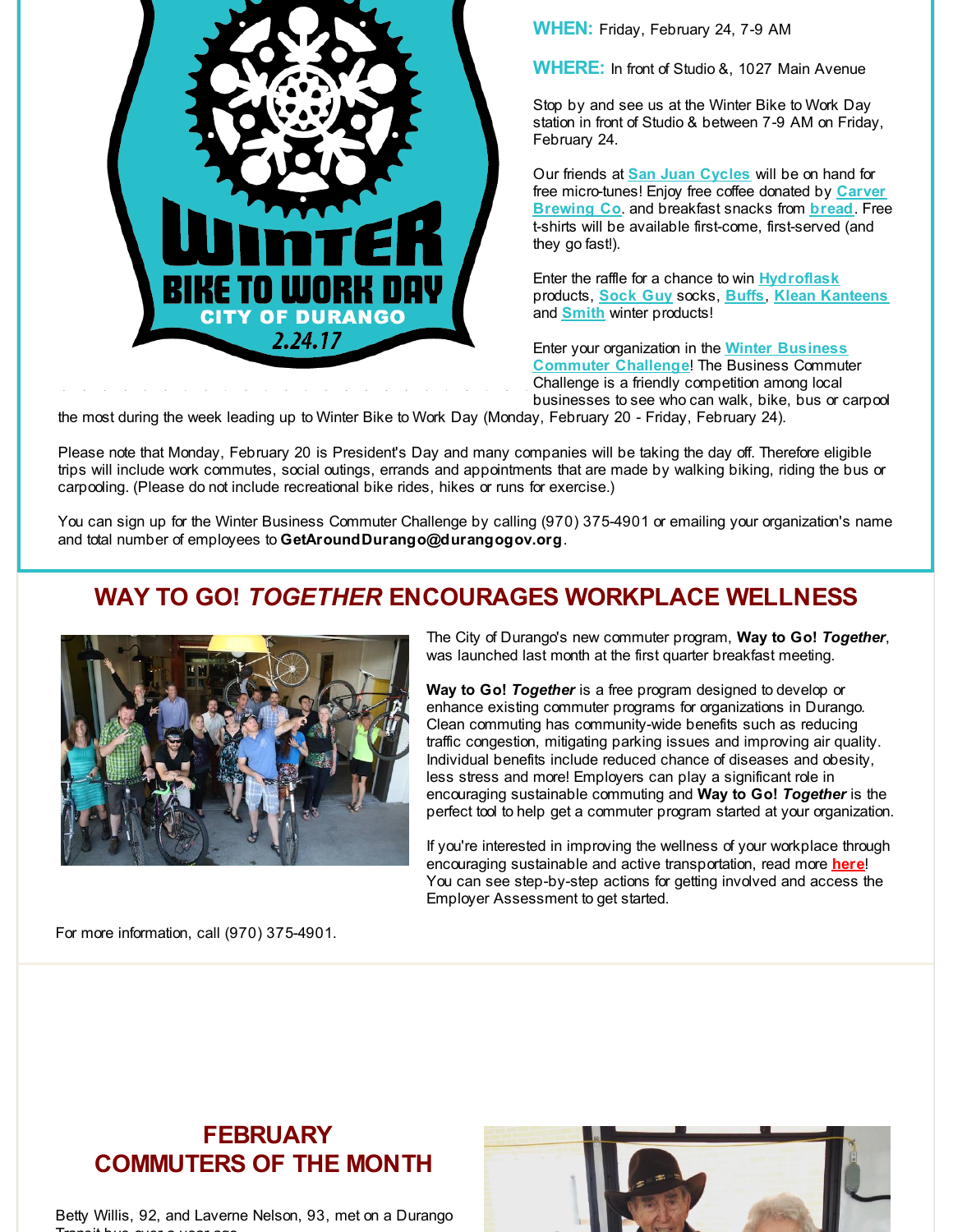**WHEN:** Friday, February 24, 7-9 AM

**WHERE:** In front of Studio &, 1027 Main Avenue

Stop by and see us at the Winter Bike to Work Day station in front of Studio & between 7-9 AM on Friday, February 24.

Our friends at **San Juan Cycles** will be on hand for free micro-tunes! Enjoy free coffee donated by **Carver Brewing Co**. and breakfast snacks from **bread**. Free t-shirts will be available first-come, first-served (and they go fast!).

Enter the raffle for a chance to win **Hydroflask** products, **Sock Guy** socks, **Buffs**, **Klean Kanteens** and **Smith** winter products!

Enter your organization in the **Winter Business Commuter Challenge**! The Business Commuter Challenge is a friendly competition among local businesses to see who can walk, bike, bus or carpool the most during the week leading up to Winter Bike to Work Day (Monday, February 20 - Friday, February 24).

Please note that Monday, February 20 is President's Day and many companies will be taking the day off. Therefore eligible trips will include work commutes, social outings, errands and appointments that are made by walking biking, riding the bus or carpooling. (Please do not include recreational bike rides, hikes or runs for exercise.)

You can sign up for the Winter Business Commuter Challenge by calling (970) 375-4901 or emailing your organization's name and total number of employees to **GetAroundDurango@durangogov.org**.

## WAY TO GO! *TOGETHER* ENCOURAGES WORKPLACE WELLNESS

The City of Durango's new commuter program, **Way to Go! *Together***, was launched last month at the first quarter breakfast meeting.

**Way to Go! *Together*** is a free program designed to develop or enhance existing commuter programs for organizations in Durango. Clean commuting has community-wide benefits such as reducing traffic congestion, mitigating parking issues and improving air quality. Individual benefits include reduced chance of diseases and obesity, less stress and more! Employers can play a significant role in encouraging sustainable commuting and **Way to Go! *Together*** is the perfect tool to help get a commuter program started at your organization.

If you're interested in improving the wellness of your workplace through encouraging sustainable and active transportation, read more **here**! You can see step-by-step actions for getting involved and access the Employer Assessment to get started.

For more information, call (970) 375-4901.

## FEBRUARY COMMUTERS OF THE MONTH

Betty Willis, 92, and Laverne Nelson, 93, met on a Durango Transit bus over a year ago.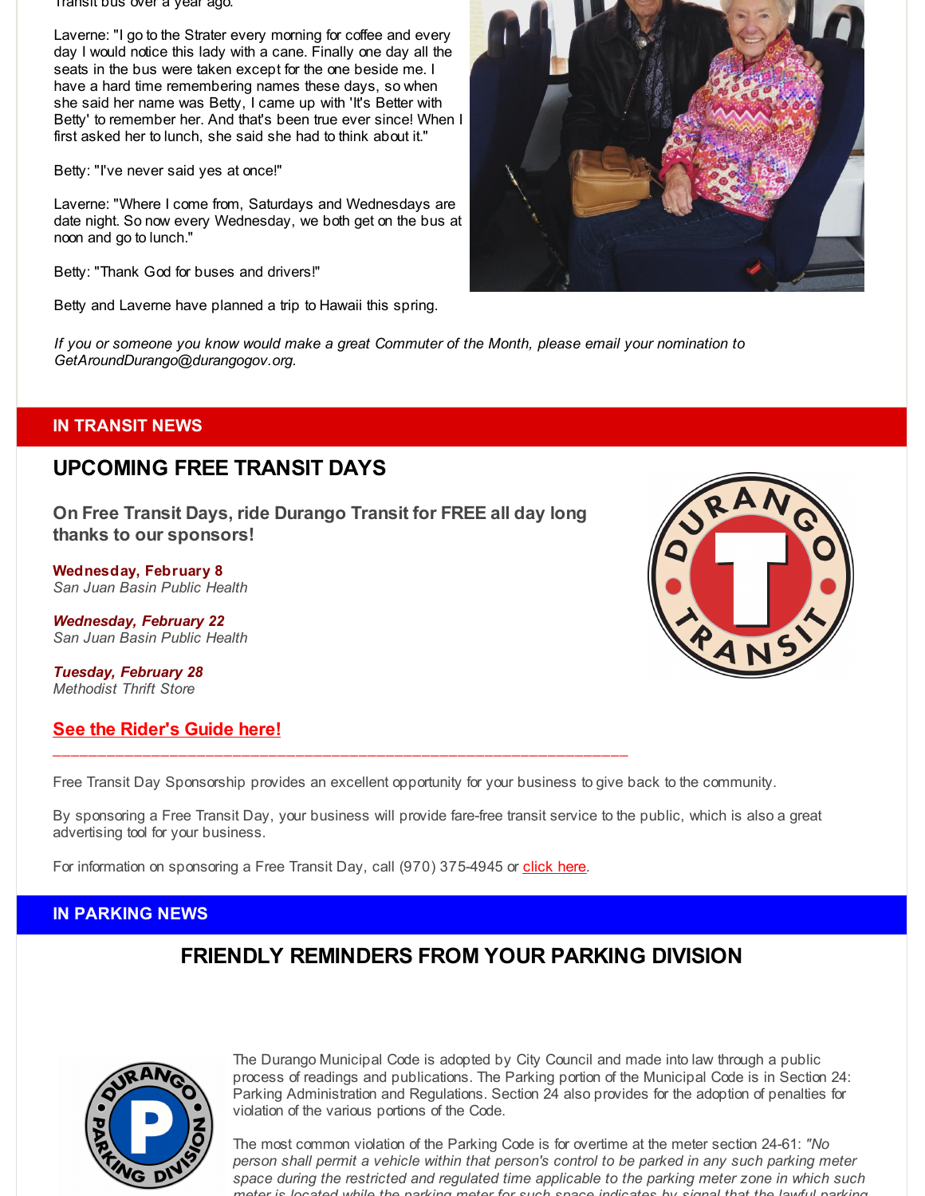Transit bus over a year ago.

Laverne: "I go to the Strater every morning for coffee and every day I would notice this lady with a cane. Finally one day all the seats in the bus were taken except for the one beside me. I have a hard time remembering names these days, so when she said her name was Betty, I came up with 'It's Better with Betty' to remember her. And that's been true ever since! When I first asked her to lunch, she said she had to think about it."

Betty: "I've never said yes at once!"

Laverne: "Where I come from, Saturdays and Wednesdays are date night. So now every Wednesday, we both get on the bus at noon and go to lunch."

Betty: "Thank God for buses and drivers!"

Betty and Laverne have planned a trip to Hawaii this spring.

*If you or someone you know would make a great Commuter of the Month, please email your nomination to GetAroundDurango@durangogov.org.*

## IN TRANSIT NEWS

## UPCOMING FREE TRANSIT DAYS

### On Free Transit Days, ride Durango Transit for FREE all day long thanks to our sponsors!

**Wednesday, February 8**
*San Juan Basin Public Health*

***Wednesday, February 22***
*San Juan Basin Public Health*

***Tuesday, February 28***
*Methodist Thrift Store*

**See the Rider's Guide here!**

---

Free Transit Day Sponsorship provides an excellent opportunity for your business to give back to the community.

By sponsoring a Free Transit Day, your business will provide fare-free transit service to the public, which is also a great advertising tool for your business.

For information on sponsoring a Free Transit Day, call (970) 375-4945 or click here.

## IN PARKING NEWS

## FRIENDLY REMINDERS FROM YOUR PARKING DIVISION

The Durango Municipal Code is adopted by City Council and made into law through a public process of readings and publications. The Parking portion of the Municipal Code is in Section 24: Parking Administration and Regulations. Section 24 also provides for the adoption of penalties for violation of the various portions of the Code.

The most common violation of the Parking Code is for overtime at the meter section 24-61: *"No person shall permit a vehicle within that person's control to be parked in any such parking meter space during the restricted and regulated time applicable to the parking meter zone in which such meter is located while the parking meter for such space indicates by signal that the lawful parking*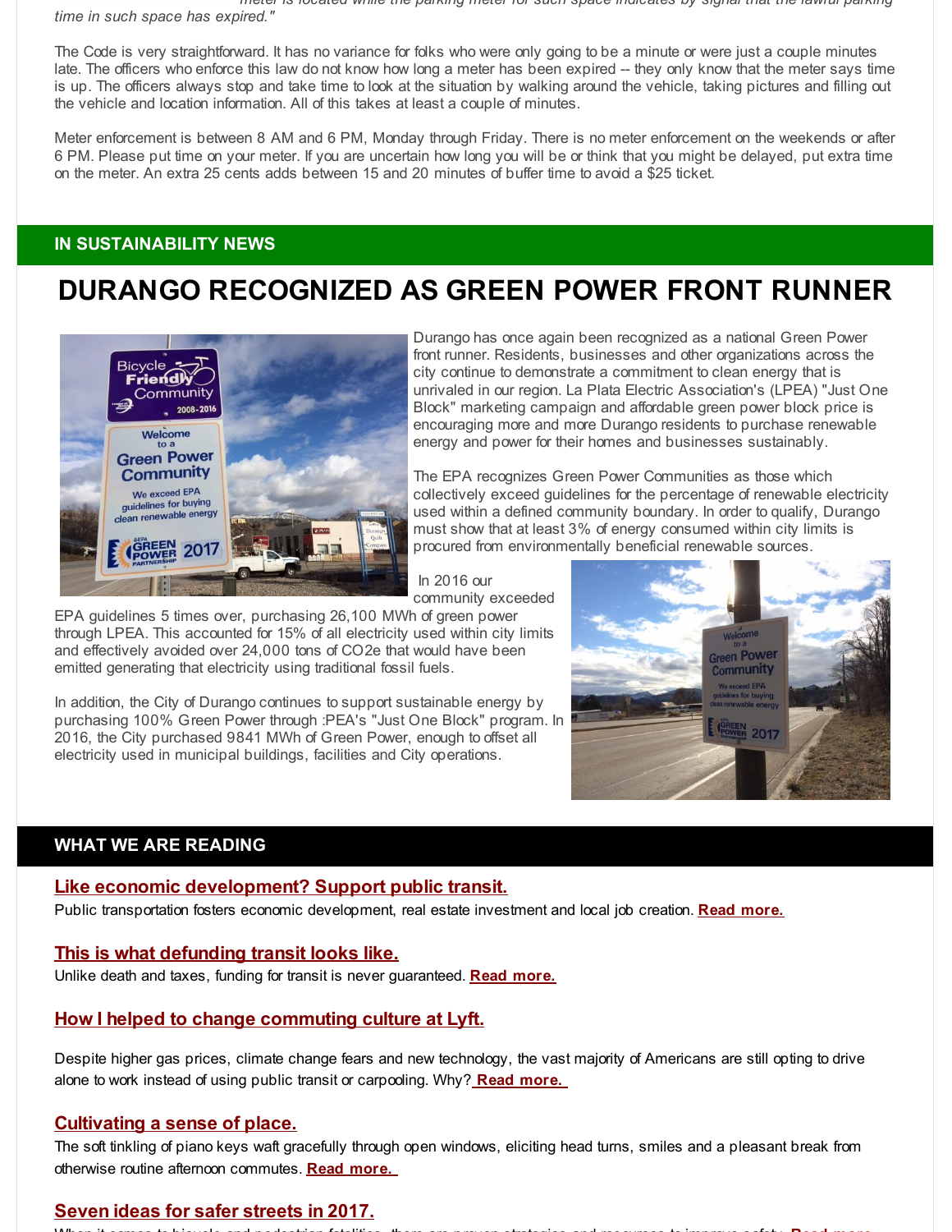*meter is located while the parking meter for such space indicates by signal that the lawful parking time in such space has expired."*

The Code is very straightforward. It has no variance for folks who were only going to be a minute or were just a couple minutes late. The officers who enforce this law do not know how long a meter has been expired -- they only know that the meter says time is up. The officers always stop and take time to look at the situation by walking around the vehicle, taking pictures and filling out the vehicle and location information. All of this takes at least a couple of minutes.

Meter enforcement is between 8 AM and 6 PM, Monday through Friday. There is no meter enforcement on the weekends or after 6 PM. Please put time on your meter. If you are uncertain how long you will be or think that you might be delayed, put extra time on the meter. An extra 25 cents adds between 15 and 20 minutes of buffer time to avoid a $25 ticket.

## IN SUSTAINABILITY NEWS

# DURANGO RECOGNIZED AS GREEN POWER FRONT RUNNER

Durango has once again been recognized as a national Green Power front runner. Residents, businesses and other organizations across the city continue to demonstrate a commitment to clean energy that is unrivaled in our region. La Plata Electric Association's (LPEA) "Just One Block" marketing campaign and affordable green power block price is encouraging more and more Durango residents to purchase renewable energy and power for their homes and businesses sustainably.

The EPA recognizes Green Power Communities as those which collectively exceed guidelines for the percentage of renewable electricity used within a defined community boundary. In order to qualify, Durango must show that at least 3% of energy consumed within city limits is procured from environmentally beneficial renewable sources.

In 2016 our community exceeded EPA guidelines 5 times over, purchasing 26,100 MWh of green power through LPEA. This accounted for 15% of all electricity used within city limits and effectively avoided over 24,000 tons of CO2e that would have been emitted generating that electricity using traditional fossil fuels.

In addition, the City of Durango continues to support sustainable energy by purchasing 100% Green Power through :PEA's "Just One Block" program. In 2016, the City purchased 9841 MWh of Green Power, enough to offset all electricity used in municipal buildings, facilities and City operations.

## WHAT WE ARE READING

### Like economic development? Support public transit.

Public transportation fosters economic development, real estate investment and local job creation. **Read more.**

### This is what defunding transit looks like.

Unlike death and taxes, funding for transit is never guaranteed. **Read more.**

### How I helped to change commuting culture at Lyft.

Despite higher gas prices, climate change fears and new technology, the vast majority of Americans are still opting to drive alone to work instead of using public transit or carpooling. Why? **Read more.**

### Cultivating a sense of place.

The soft tinkling of piano keys waft gracefully through open windows, eliciting head turns, smiles and a pleasant break from otherwise routine afternoon commutes. **Read more.**

### Seven ideas for safer streets in 2017.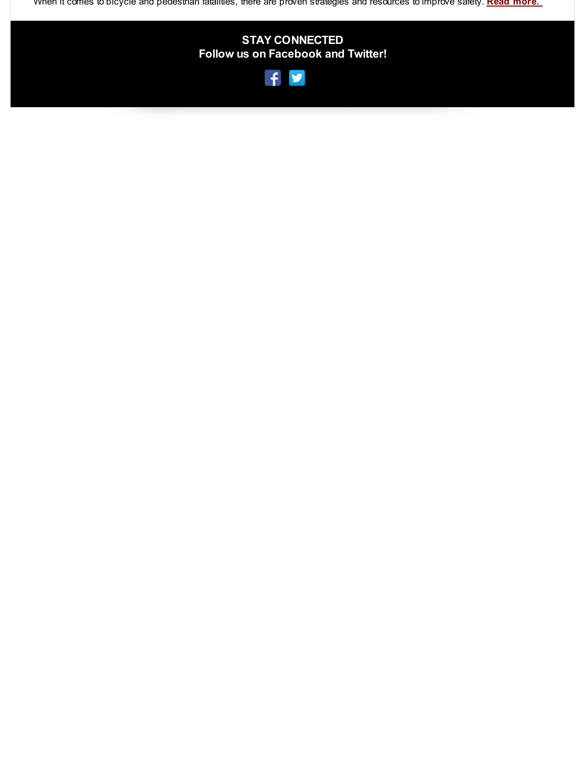When it comes to bicycle and pedestrian fatalities, there are proven strategies and resources to improve safety. **Read more.**

**STAY CONNECTED**
**Follow us on Facebook and Twitter!**